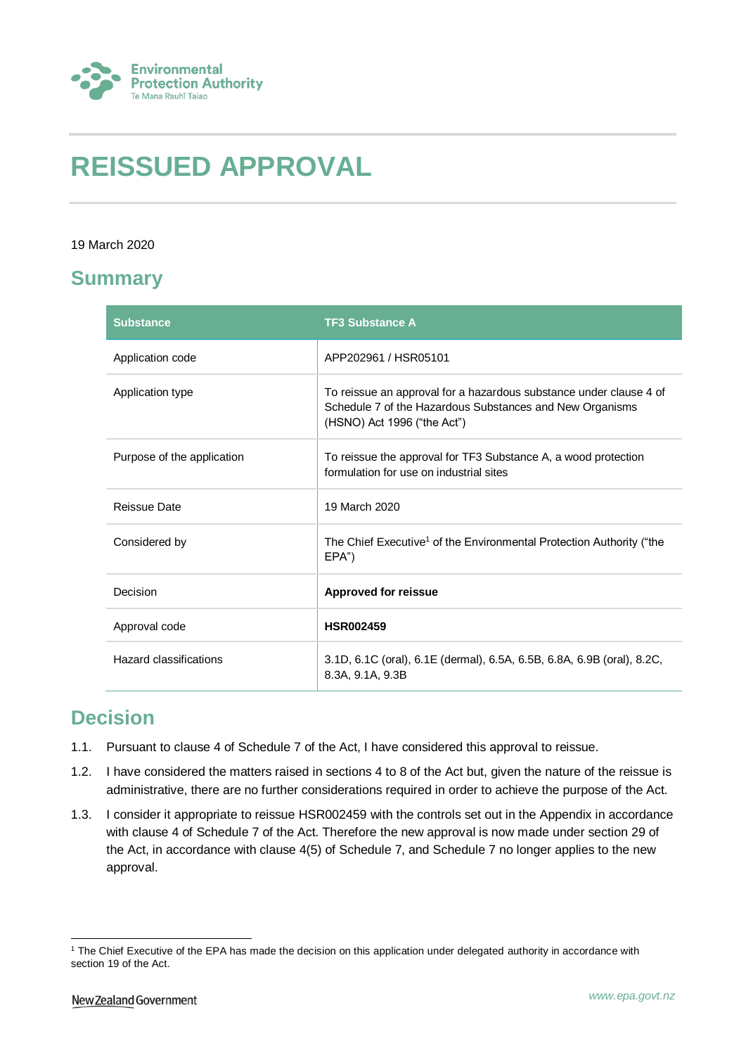# REISSUED APPROVAL

19 March 2020

## Summary

| Substance | TF3 Substance A |
|---|---|
| Application code | APP202961 / HSR05101 |
| Application type | To reissue an approval for a hazardous substance under clause 4 of Schedule 7 of the Hazardous Substances and New Organisms (HSNO) Act 1996 ("the Act") |
| Purpose of the application | To reissue the approval for TF3 Substance A, a wood protection formulation for use on industrial sites |
| Reissue Date | 19 March 2020 |
| Considered by | The Chief Executive[1] of the Environmental Protection Authority ("the EPA") |
| Decision | **Approved for reissue** |
| Approval code | **HSR002459** |
| Hazard classifications | 3.1D, 6.1C (oral), 6.1E (dermal), 6.5A, 6.5B, 6.8A, 6.9B (oral), 8.2C, 8.3A, 9.1A, 9.3B |

## Decision

1.1. Pursuant to clause 4 of Schedule 7 of the Act, I have considered this approval to reissue.

1.2. I have considered the matters raised in sections 4 to 8 of the Act but, given the nature of the reissue is administrative, there are no further considerations required in order to achieve the purpose of the Act.

1.3. I consider it appropriate to reissue HSR002459 with the controls set out in the Appendix in accordance with clause 4 of Schedule 7 of the Act. Therefore the new approval is now made under section 29 of the Act, in accordance with clause 4(5) of Schedule 7, and Schedule 7 no longer applies to the new approval.

[1] The Chief Executive of the EPA has made the decision on this application under delegated authority in accordance with section 19 of the Act.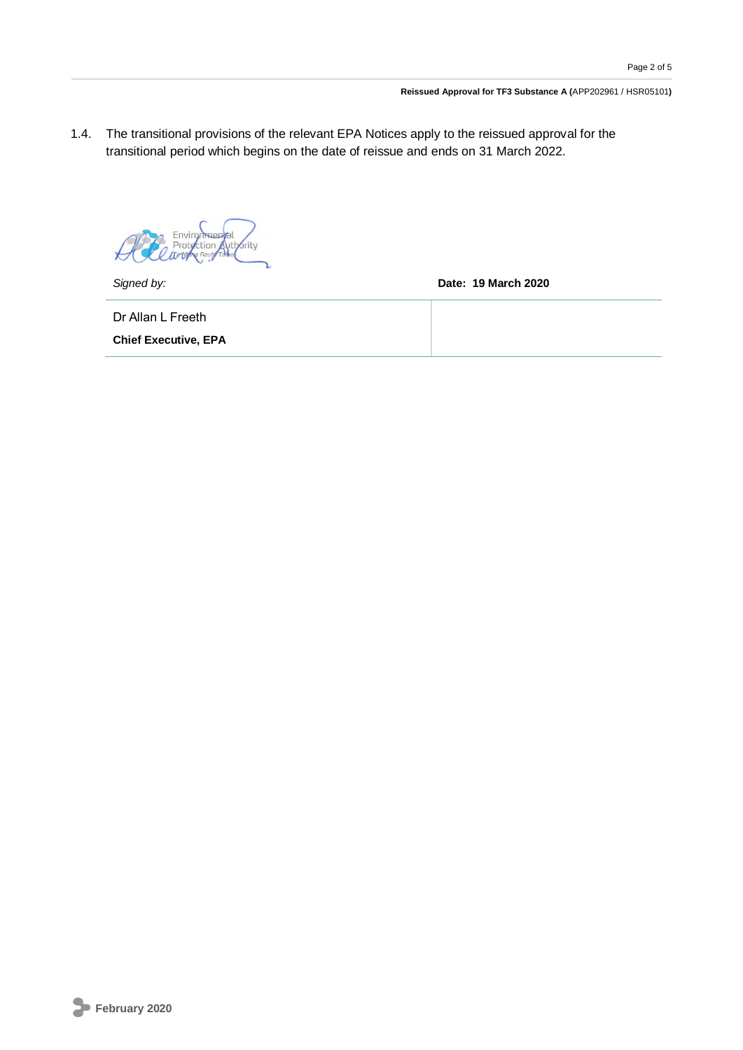1.4. The transitional provisions of the relevant EPA Notices apply to the reissued approval for the transitional period which begins on the date of reissue and ends on 31 March 2022.

| *Signed by:* | **Date: 19 March 2020** |
| --- | --- |
| Dr Allan L Freeth<br>**Chief Executive, EPA** | |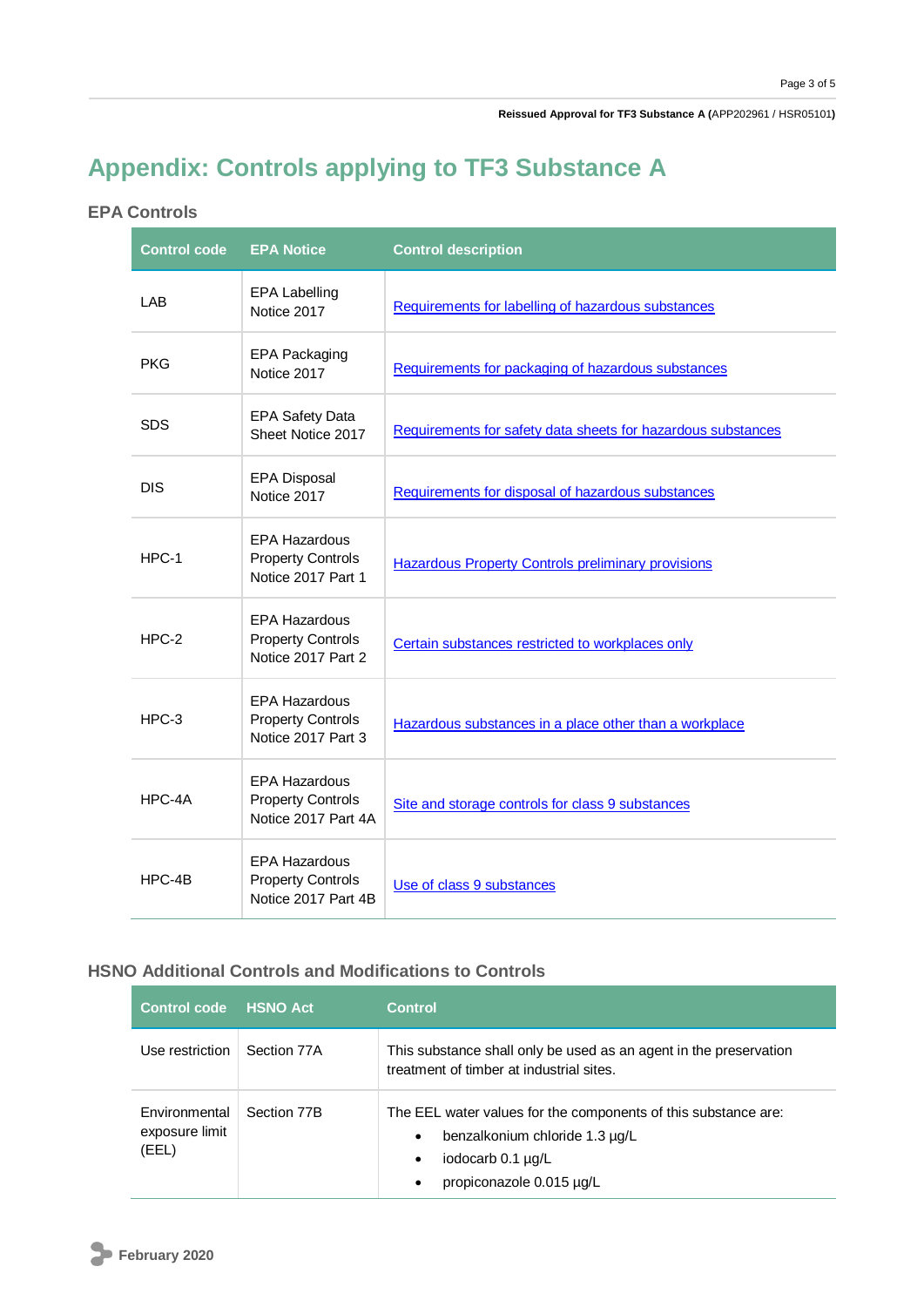# Appendix: Controls applying to TF3 Substance A

## EPA Controls

| Control code | EPA Notice | Control description |
|---|---|---|
| LAB | EPA Labelling Notice 2017 | Requirements for labelling of hazardous substances |
| PKG | EPA Packaging Notice 2017 | Requirements for packaging of hazardous substances |
| SDS | EPA Safety Data Sheet Notice 2017 | Requirements for safety data sheets for hazardous substances |
| DIS | EPA Disposal Notice 2017 | Requirements for disposal of hazardous substances |
| HPC-1 | EPA Hazardous Property Controls Notice 2017 Part 1 | Hazardous Property Controls preliminary provisions |
| HPC-2 | EPA Hazardous Property Controls Notice 2017 Part 2 | Certain substances restricted to workplaces only |
| HPC-3 | EPA Hazardous Property Controls Notice 2017 Part 3 | Hazardous substances in a place other than a workplace |
| HPC-4A | EPA Hazardous Property Controls Notice 2017 Part 4A | Site and storage controls for class 9 substances |
| HPC-4B | EPA Hazardous Property Controls Notice 2017 Part 4B | Use of class 9 substances |

## HSNO Additional Controls and Modifications to Controls

| Control code | HSNO Act | Control |
|---|---|---|
| Use restriction | Section 77A | This substance shall only be used as an agent in the preservation treatment of timber at industrial sites. |
| Environmental exposure limit (EEL) | Section 77B | The EEL water values for the components of this substance are:<br>• benzalkonium chloride 1.3 µg/L<br>• iodocarb 0.1 µg/L<br>• propiconazole 0.015 µg/L |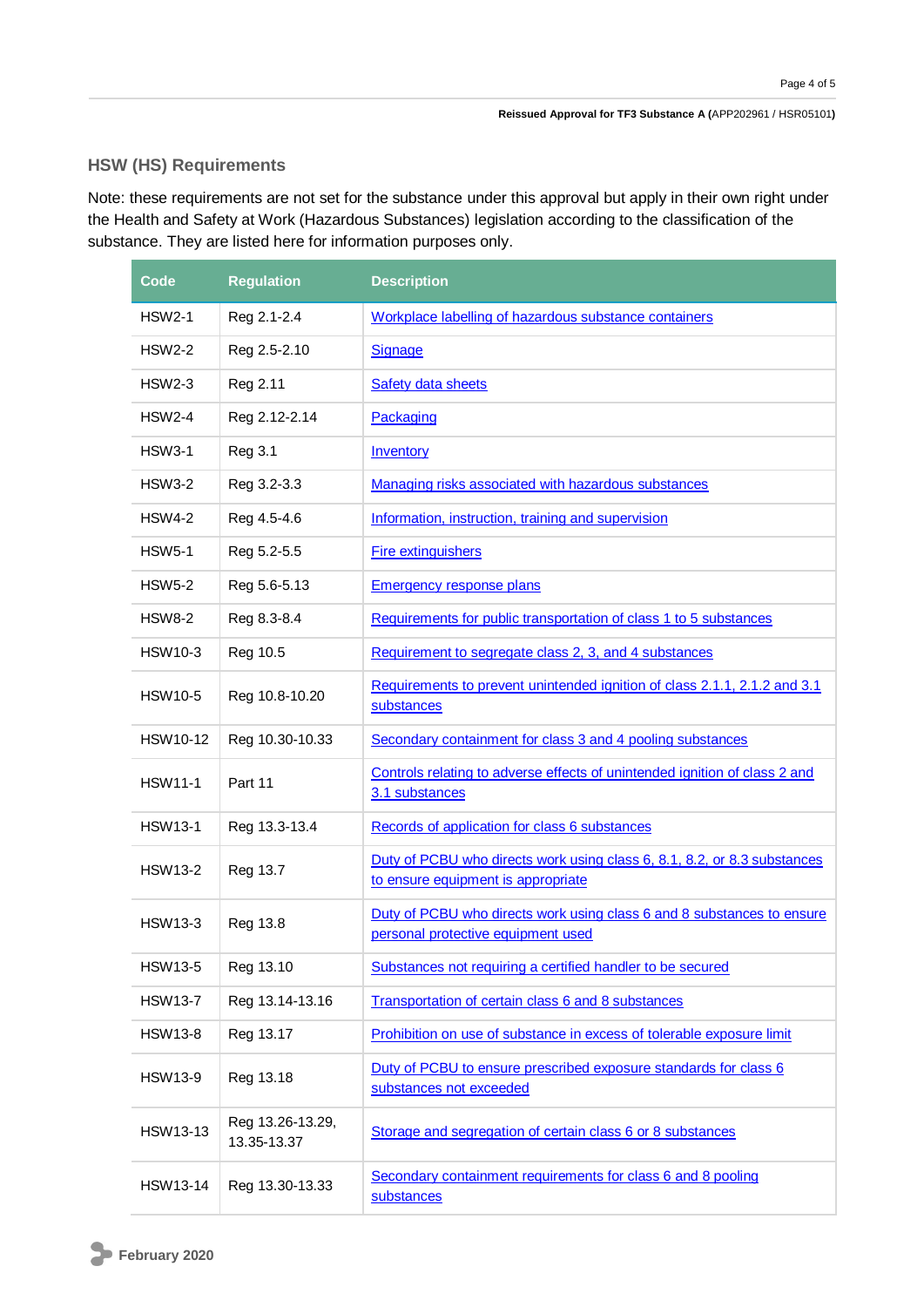## HSW (HS) Requirements

Note: these requirements are not set for the substance under this approval but apply in their own right under the Health and Safety at Work (Hazardous Substances) legislation according to the classification of the substance. They are listed here for information purposes only.

| Code | Regulation | Description |
|---|---|---|
| HSW2-1 | Reg 2.1-2.4 | Workplace labelling of hazardous substance containers |
| HSW2-2 | Reg 2.5-2.10 | Signage |
| HSW2-3 | Reg 2.11 | Safety data sheets |
| HSW2-4 | Reg 2.12-2.14 | Packaging |
| HSW3-1 | Reg 3.1 | Inventory |
| HSW3-2 | Reg 3.2-3.3 | Managing risks associated with hazardous substances |
| HSW4-2 | Reg 4.5-4.6 | Information, instruction, training and supervision |
| HSW5-1 | Reg 5.2-5.5 | Fire extinguishers |
| HSW5-2 | Reg 5.6-5.13 | Emergency response plans |
| HSW8-2 | Reg 8.3-8.4 | Requirements for public transportation of class 1 to 5 substances |
| HSW10-3 | Reg 10.5 | Requirement to segregate class 2, 3, and 4 substances |
| HSW10-5 | Reg 10.8-10.20 | Requirements to prevent unintended ignition of class 2.1.1, 2.1.2 and 3.1 substances |
| HSW10-12 | Reg 10.30-10.33 | Secondary containment for class 3 and 4 pooling substances |
| HSW11-1 | Part 11 | Controls relating to adverse effects of unintended ignition of class 2 and 3.1 substances |
| HSW13-1 | Reg 13.3-13.4 | Records of application for class 6 substances |
| HSW13-2 | Reg 13.7 | Duty of PCBU who directs work using class 6, 8.1, 8.2, or 8.3 substances to ensure equipment is appropriate |
| HSW13-3 | Reg 13.8 | Duty of PCBU who directs work using class 6 and 8 substances to ensure personal protective equipment used |
| HSW13-5 | Reg 13.10 | Substances not requiring a certified handler to be secured |
| HSW13-7 | Reg 13.14-13.16 | Transportation of certain class 6 and 8 substances |
| HSW13-8 | Reg 13.17 | Prohibition on use of substance in excess of tolerable exposure limit |
| HSW13-9 | Reg 13.18 | Duty of PCBU to ensure prescribed exposure standards for class 6 substances not exceeded |
| HSW13-13 | Reg 13.26-13.29, 13.35-13.37 | Storage and segregation of certain class 6 or 8 substances |
| HSW13-14 | Reg 13.30-13.33 | Secondary containment requirements for class 6 and 8 pooling substances |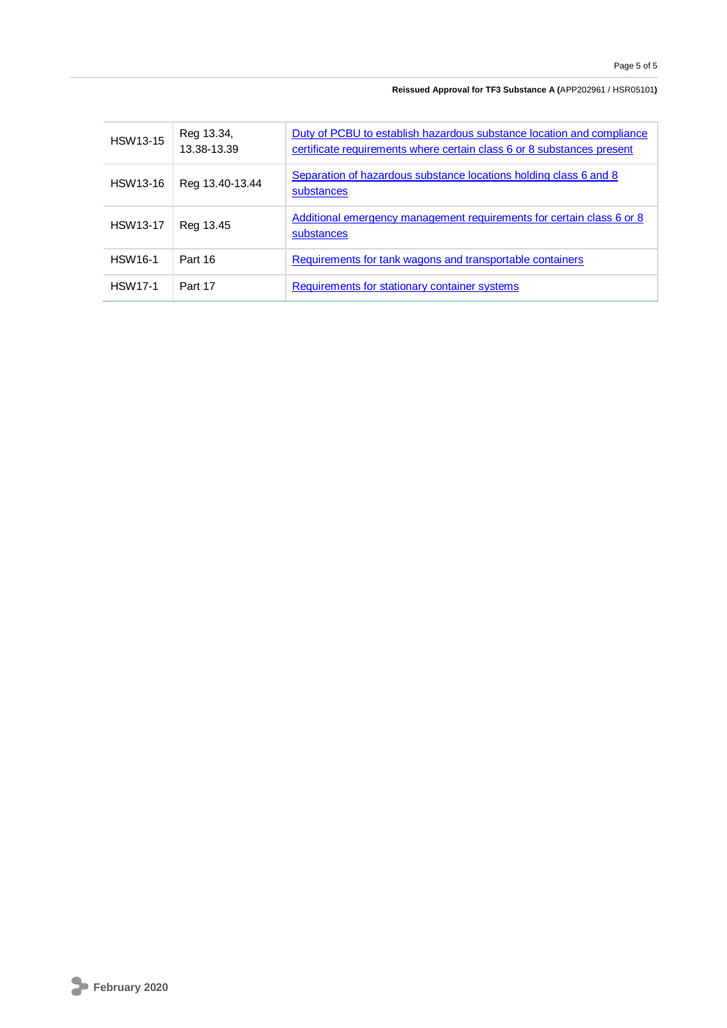| | | |
|---|---|---|
| HSW13-15 | Reg 13.34, 13.38-13.39 | Duty of PCBU to establish hazardous substance location and compliance certificate requirements where certain class 6 or 8 substances present |
| HSW13-16 | Reg 13.40-13.44 | Separation of hazardous substance locations holding class 6 and 8 substances |
| HSW13-17 | Reg 13.45 | Additional emergency management requirements for certain class 6 or 8 substances |
| HSW16-1 | Part 16 | Requirements for tank wagons and transportable containers |
| HSW17-1 | Part 17 | Requirements for stationary container systems |